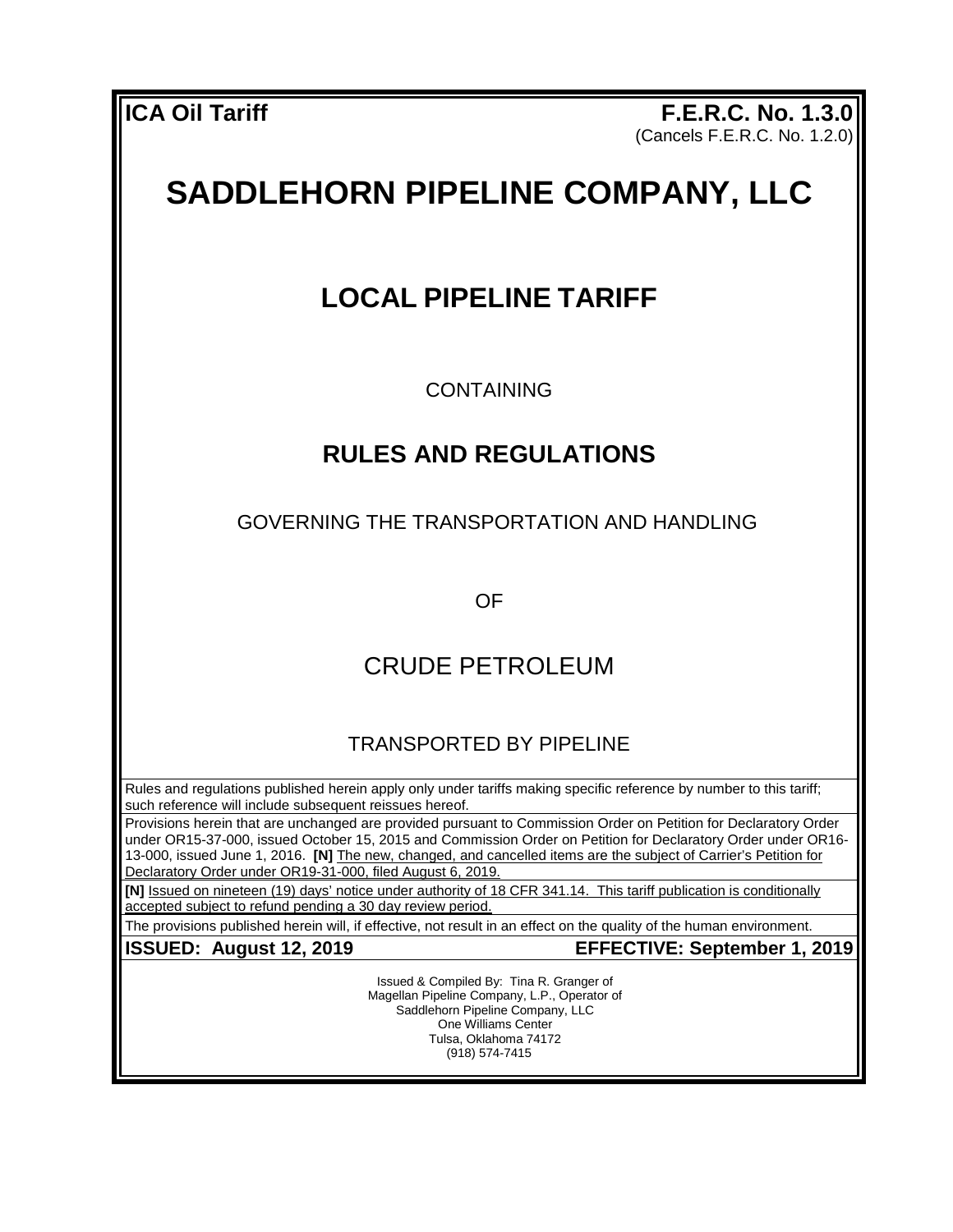**ICA Oil Tariff** **F.E.R.C. No. 1.3.0**
(Cancels F.E.R.C. No. 1.2.0)

# SADDLEHORN PIPELINE COMPANY, LLC

## LOCAL PIPELINE TARIFF

CONTAINING

## RULES AND REGULATIONS

GOVERNING THE TRANSPORTATION AND HANDLING

OF

CRUDE PETROLEUM

TRANSPORTED BY PIPELINE

Rules and regulations published herein apply only under tariffs making specific reference by number to this tariff; such reference will include subsequent reissues hereof.

Provisions herein that are unchanged are provided pursuant to Commission Order on Petition for Declaratory Order under OR15-37-000, issued October 15, 2015 and Commission Order on Petition for Declaratory Order under OR16-13-000, issued June 1, 2016. **[N]** The new, changed, and cancelled items are the subject of Carrier's Petition for Declaratory Order under OR19-31-000, filed August 6, 2019.

**[N]** Issued on nineteen (19) days' notice under authority of 18 CFR 341.14. This tariff publication is conditionally accepted subject to refund pending a 30 day review period.

The provisions published herein will, if effective, not result in an effect on the quality of the human environment.

**ISSUED: August 12, 2019** **EFFECTIVE: September 1, 2019**

Issued & Compiled By: Tina R. Granger of
Magellan Pipeline Company, L.P., Operator of
Saddlehorn Pipeline Company, LLC
One Williams Center
Tulsa, Oklahoma 74172
(918) 574-7415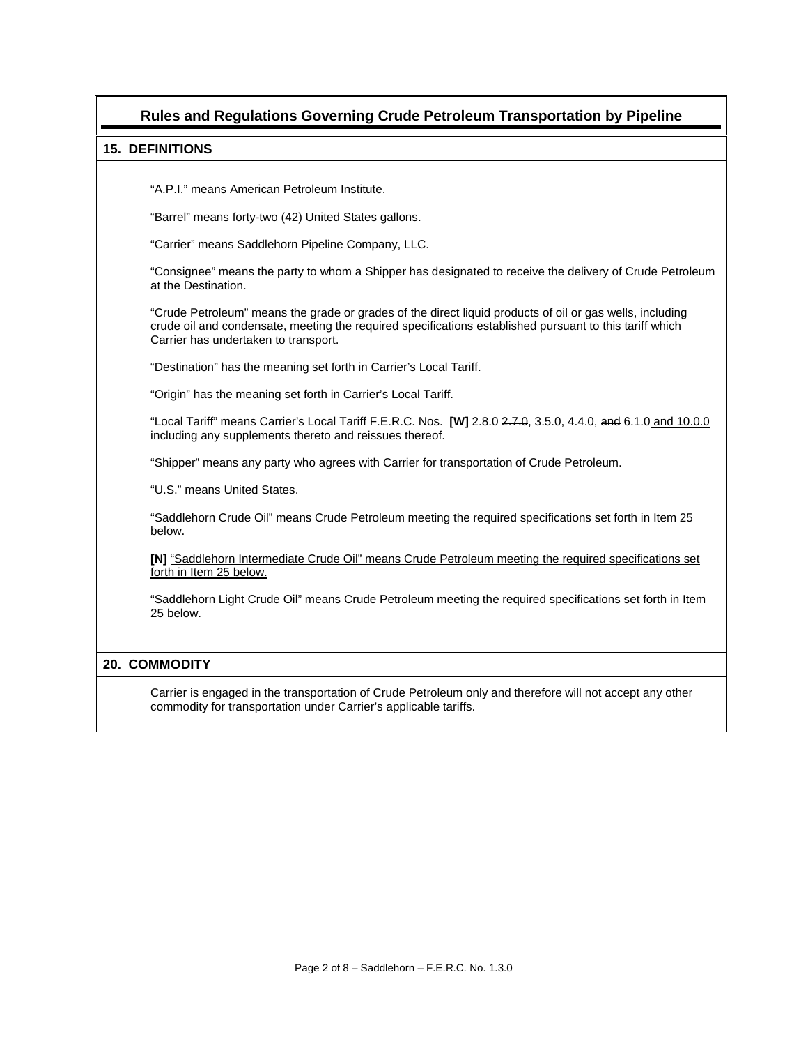# Rules and Regulations Governing Crude Petroleum Transportation by Pipeline

## 15. DEFINITIONS

"A.P.I." means American Petroleum Institute.

"Barrel" means forty-two (42) United States gallons.

"Carrier" means Saddlehorn Pipeline Company, LLC.

"Consignee" means the party to whom a Shipper has designated to receive the delivery of Crude Petroleum at the Destination.

"Crude Petroleum" means the grade or grades of the direct liquid products of oil or gas wells, including crude oil and condensate, meeting the required specifications established pursuant to this tariff which Carrier has undertaken to transport.

"Destination" has the meaning set forth in Carrier's Local Tariff.

"Origin" has the meaning set forth in Carrier's Local Tariff.

"Local Tariff" means Carrier's Local Tariff F.E.R.C. Nos. **[W]** 2.8.0 ~~2.7.0~~, 3.5.0, 4.4.0, ~~and~~ 6.1.0 <u>and 10.0.0</u> including any supplements thereto and reissues thereof.

"Shipper" means any party who agrees with Carrier for transportation of Crude Petroleum.

"U.S." means United States.

"Saddlehorn Crude Oil" means Crude Petroleum meeting the required specifications set forth in Item 25 below.

**[N]** <u>"Saddlehorn Intermediate Crude Oil" means Crude Petroleum meeting the required specifications set forth in Item 25 below.</u>

"Saddlehorn Light Crude Oil" means Crude Petroleum meeting the required specifications set forth in Item 25 below.

## 20. COMMODITY

Carrier is engaged in the transportation of Crude Petroleum only and therefore will not accept any other commodity for transportation under Carrier's applicable tariffs.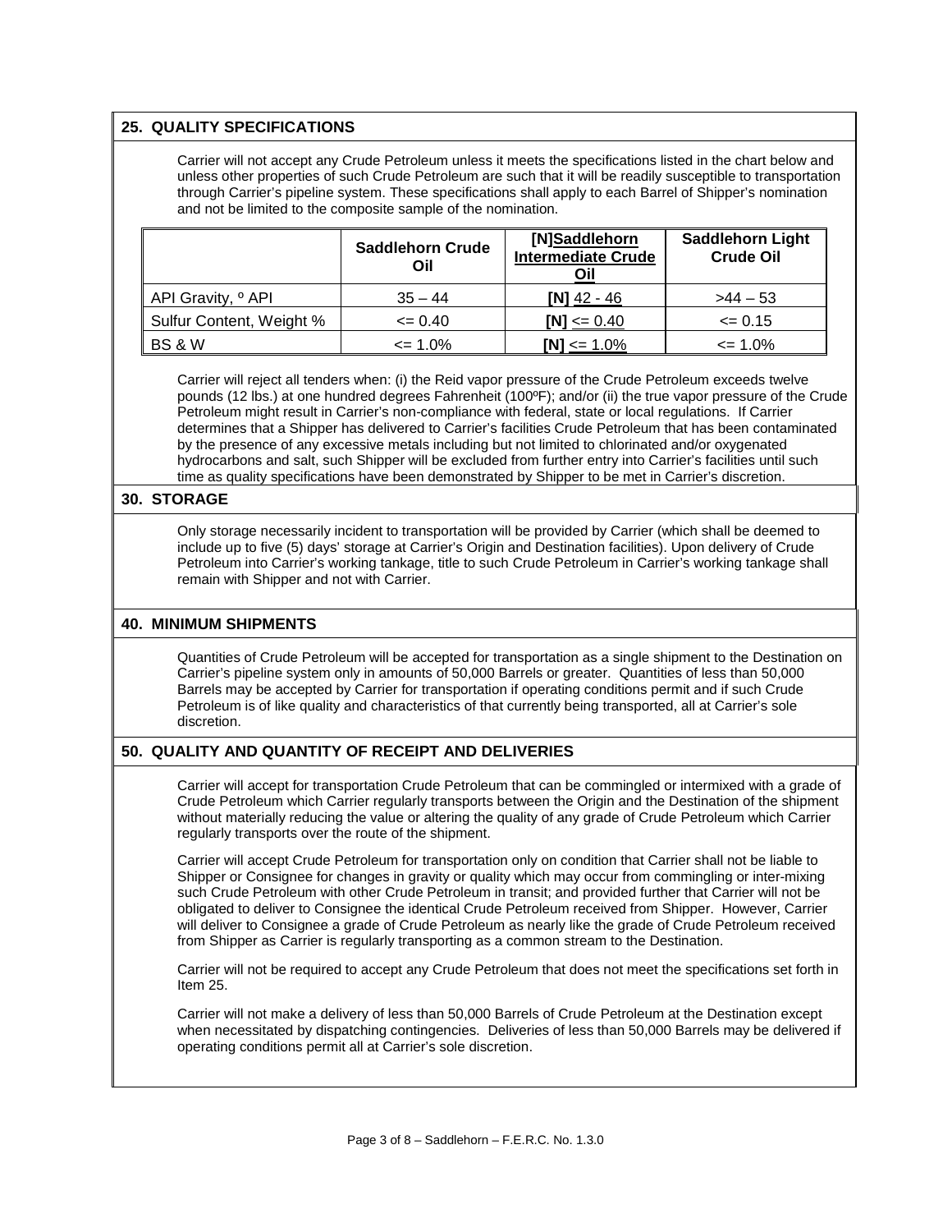## 25. QUALITY SPECIFICATIONS

Carrier will not accept any Crude Petroleum unless it meets the specifications listed in the chart below and unless other properties of such Crude Petroleum are such that it will be readily susceptible to transportation through Carrier's pipeline system. These specifications shall apply to each Barrel of Shipper's nomination and not be limited to the composite sample of the nomination.

| | Saddlehorn Crude Oil | [N]Saddlehorn Intermediate Crude Oil | Saddlehorn Light Crude Oil |
|---|---|---|---|
| API Gravity, º API | 35 – 44 | [N] 42 - 46 | >44 – 53 |
| Sulfur Content, Weight % | <= 0.40 | [N] <= 0.40 | <= 0.15 |
| BS & W | <= 1.0% | [N] <= 1.0% | <= 1.0% |

Carrier will reject all tenders when: (i) the Reid vapor pressure of the Crude Petroleum exceeds twelve pounds (12 lbs.) at one hundred degrees Fahrenheit (100ºF); and/or (ii) the true vapor pressure of the Crude Petroleum might result in Carrier's non-compliance with federal, state or local regulations. If Carrier determines that a Shipper has delivered to Carrier's facilities Crude Petroleum that has been contaminated by the presence of any excessive metals including but not limited to chlorinated and/or oxygenated hydrocarbons and salt, such Shipper will be excluded from further entry into Carrier's facilities until such time as quality specifications have been demonstrated by Shipper to be met in Carrier's discretion.

## 30. STORAGE

Only storage necessarily incident to transportation will be provided by Carrier (which shall be deemed to include up to five (5) days' storage at Carrier's Origin and Destination facilities). Upon delivery of Crude Petroleum into Carrier's working tankage, title to such Crude Petroleum in Carrier's working tankage shall remain with Shipper and not with Carrier.

## 40. MINIMUM SHIPMENTS

Quantities of Crude Petroleum will be accepted for transportation as a single shipment to the Destination on Carrier's pipeline system only in amounts of 50,000 Barrels or greater. Quantities of less than 50,000 Barrels may be accepted by Carrier for transportation if operating conditions permit and if such Crude Petroleum is of like quality and characteristics of that currently being transported, all at Carrier's sole discretion.

## 50. QUALITY AND QUANTITY OF RECEIPT AND DELIVERIES

Carrier will accept for transportation Crude Petroleum that can be commingled or intermixed with a grade of Crude Petroleum which Carrier regularly transports between the Origin and the Destination of the shipment without materially reducing the value or altering the quality of any grade of Crude Petroleum which Carrier regularly transports over the route of the shipment.

Carrier will accept Crude Petroleum for transportation only on condition that Carrier shall not be liable to Shipper or Consignee for changes in gravity or quality which may occur from commingling or inter-mixing such Crude Petroleum with other Crude Petroleum in transit; and provided further that Carrier will not be obligated to deliver to Consignee the identical Crude Petroleum received from Shipper. However, Carrier will deliver to Consignee a grade of Crude Petroleum as nearly like the grade of Crude Petroleum received from Shipper as Carrier is regularly transporting as a common stream to the Destination.

Carrier will not be required to accept any Crude Petroleum that does not meet the specifications set forth in Item 25.

Carrier will not make a delivery of less than 50,000 Barrels of Crude Petroleum at the Destination except when necessitated by dispatching contingencies. Deliveries of less than 50,000 Barrels may be delivered if operating conditions permit all at Carrier's sole discretion.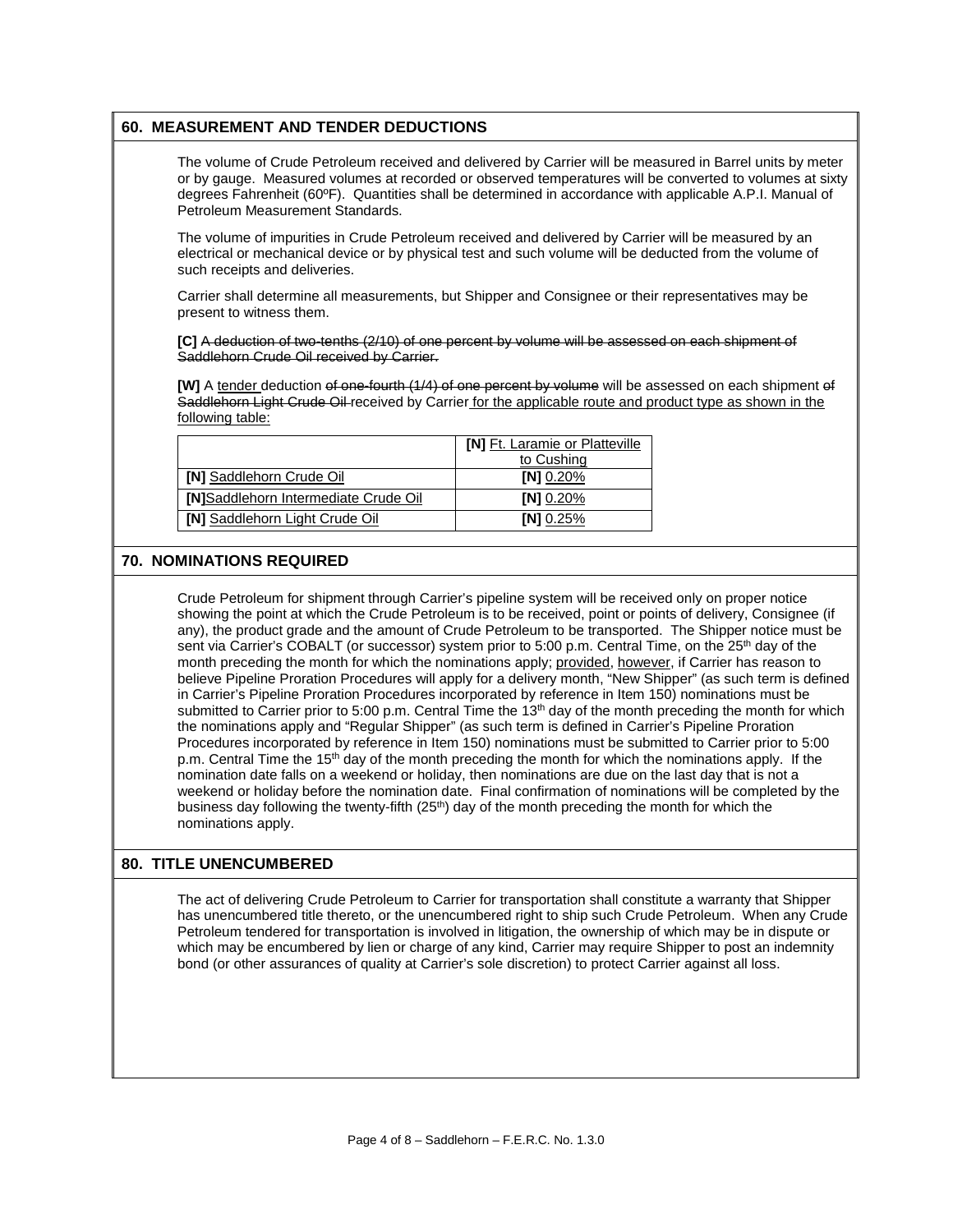## 60. MEASUREMENT AND TENDER DEDUCTIONS

The volume of Crude Petroleum received and delivered by Carrier will be measured in Barrel units by meter or by gauge. Measured volumes at recorded or observed temperatures will be converted to volumes at sixty degrees Fahrenheit (60ºF). Quantities shall be determined in accordance with applicable A.P.I. Manual of Petroleum Measurement Standards.

The volume of impurities in Crude Petroleum received and delivered by Carrier will be measured by an electrical or mechanical device or by physical test and such volume will be deducted from the volume of such receipts and deliveries.

Carrier shall determine all measurements, but Shipper and Consignee or their representatives may be present to witness them.

**[C]** ~~A deduction of two-tenths (2/10) of one percent by volume will be assessed on each shipment of Saddlehorn Crude Oil received by Carrier.~~

**[W]** A tender deduction ~~of one-fourth (1/4) of one percent by volume~~ will be assessed on each shipment ~~of Saddlehorn Light Crude Oil~~ received by Carrier for the applicable route and product type as shown in the following table:

| | **[N]** Ft. Laramie or Platteville to Cushing |
|---|---|
| **[N]** Saddlehorn Crude Oil | **[N]** 0.20% |
| **[N]** Saddlehorn Intermediate Crude Oil | **[N]** 0.20% |
| **[N]** Saddlehorn Light Crude Oil | **[N]** 0.25% |

## 70. NOMINATIONS REQUIRED

Crude Petroleum for shipment through Carrier's pipeline system will be received only on proper notice showing the point at which the Crude Petroleum is to be received, point or points of delivery, Consignee (if any), the product grade and the amount of Crude Petroleum to be transported. The Shipper notice must be sent via Carrier's COBALT (or successor) system prior to 5:00 p.m. Central Time, on the 25th day of the month preceding the month for which the nominations apply; provided, however, if Carrier has reason to believe Pipeline Proration Procedures will apply for a delivery month, "New Shipper" (as such term is defined in Carrier's Pipeline Proration Procedures incorporated by reference in Item 150) nominations must be submitted to Carrier prior to 5:00 p.m. Central Time the 13th day of the month preceding the month for which the nominations apply and "Regular Shipper" (as such term is defined in Carrier's Pipeline Proration Procedures incorporated by reference in Item 150) nominations must be submitted to Carrier prior to 5:00 p.m. Central Time the 15th day of the month preceding the month for which the nominations apply. If the nomination date falls on a weekend or holiday, then nominations are due on the last day that is not a weekend or holiday before the nomination date. Final confirmation of nominations will be completed by the business day following the twenty-fifth (25th) day of the month preceding the month for which the nominations apply.

## 80. TITLE UNENCUMBERED

The act of delivering Crude Petroleum to Carrier for transportation shall constitute a warranty that Shipper has unencumbered title thereto, or the unencumbered right to ship such Crude Petroleum. When any Crude Petroleum tendered for transportation is involved in litigation, the ownership of which may be in dispute or which may be encumbered by lien or charge of any kind, Carrier may require Shipper to post an indemnity bond (or other assurances of quality at Carrier's sole discretion) to protect Carrier against all loss.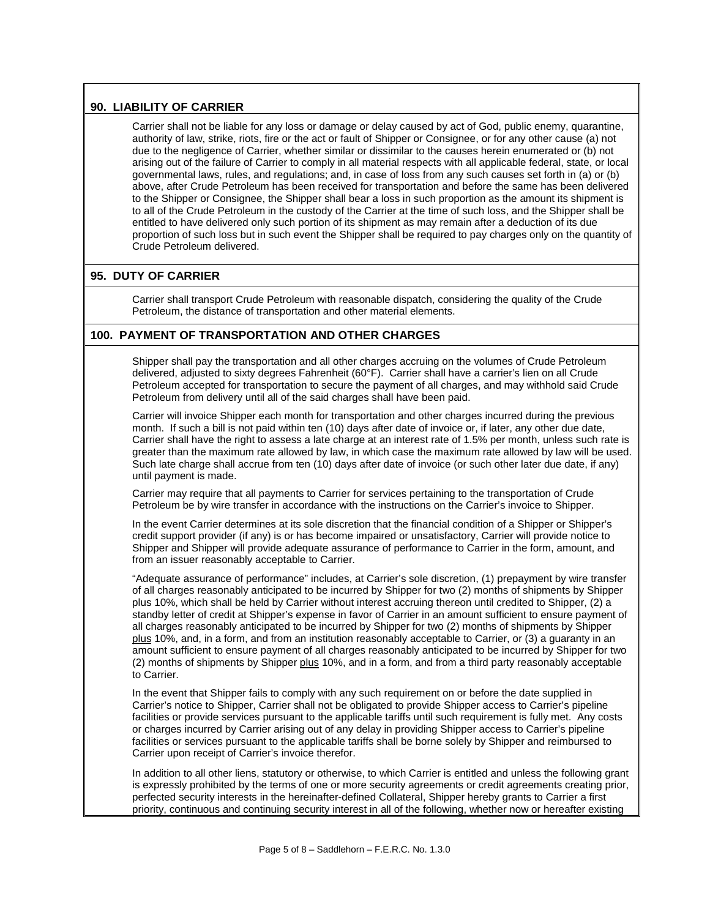## 90. LIABILITY OF CARRIER

Carrier shall not be liable for any loss or damage or delay caused by act of God, public enemy, quarantine, authority of law, strike, riots, fire or the act or fault of Shipper or Consignee, or for any other cause (a) not due to the negligence of Carrier, whether similar or dissimilar to the causes herein enumerated or (b) not arising out of the failure of Carrier to comply in all material respects with all applicable federal, state, or local governmental laws, rules, and regulations; and, in case of loss from any such causes set forth in (a) or (b) above, after Crude Petroleum has been received for transportation and before the same has been delivered to the Shipper or Consignee, the Shipper shall bear a loss in such proportion as the amount its shipment is to all of the Crude Petroleum in the custody of the Carrier at the time of such loss, and the Shipper shall be entitled to have delivered only such portion of its shipment as may remain after a deduction of its due proportion of such loss but in such event the Shipper shall be required to pay charges only on the quantity of Crude Petroleum delivered.

## 95. DUTY OF CARRIER

Carrier shall transport Crude Petroleum with reasonable dispatch, considering the quality of the Crude Petroleum, the distance of transportation and other material elements.

## 100. PAYMENT OF TRANSPORTATION AND OTHER CHARGES

Shipper shall pay the transportation and all other charges accruing on the volumes of Crude Petroleum delivered, adjusted to sixty degrees Fahrenheit (60°F). Carrier shall have a carrier's lien on all Crude Petroleum accepted for transportation to secure the payment of all charges, and may withhold said Crude Petroleum from delivery until all of the said charges shall have been paid.

Carrier will invoice Shipper each month for transportation and other charges incurred during the previous month. If such a bill is not paid within ten (10) days after date of invoice or, if later, any other due date, Carrier shall have the right to assess a late charge at an interest rate of 1.5% per month, unless such rate is greater than the maximum rate allowed by law, in which case the maximum rate allowed by law will be used. Such late charge shall accrue from ten (10) days after date of invoice (or such other later due date, if any) until payment is made.

Carrier may require that all payments to Carrier for services pertaining to the transportation of Crude Petroleum be by wire transfer in accordance with the instructions on the Carrier's invoice to Shipper.

In the event Carrier determines at its sole discretion that the financial condition of a Shipper or Shipper's credit support provider (if any) is or has become impaired or unsatisfactory, Carrier will provide notice to Shipper and Shipper will provide adequate assurance of performance to Carrier in the form, amount, and from an issuer reasonably acceptable to Carrier.

"Adequate assurance of performance" includes, at Carrier's sole discretion, (1) prepayment by wire transfer of all charges reasonably anticipated to be incurred by Shipper for two (2) months of shipments by Shipper plus 10%, which shall be held by Carrier without interest accruing thereon until credited to Shipper, (2) a standby letter of credit at Shipper's expense in favor of Carrier in an amount sufficient to ensure payment of all charges reasonably anticipated to be incurred by Shipper for two (2) months of shipments by Shipper plus 10%, and, in a form, and from an institution reasonably acceptable to Carrier, or (3) a guaranty in an amount sufficient to ensure payment of all charges reasonably anticipated to be incurred by Shipper for two (2) months of shipments by Shipper plus 10%, and in a form, and from a third party reasonably acceptable to Carrier.

In the event that Shipper fails to comply with any such requirement on or before the date supplied in Carrier's notice to Shipper, Carrier shall not be obligated to provide Shipper access to Carrier's pipeline facilities or provide services pursuant to the applicable tariffs until such requirement is fully met. Any costs or charges incurred by Carrier arising out of any delay in providing Shipper access to Carrier's pipeline facilities or services pursuant to the applicable tariffs shall be borne solely by Shipper and reimbursed to Carrier upon receipt of Carrier's invoice therefor.

In addition to all other liens, statutory or otherwise, to which Carrier is entitled and unless the following grant is expressly prohibited by the terms of one or more security agreements or credit agreements creating prior, perfected security interests in the hereinafter-defined Collateral, Shipper hereby grants to Carrier a first priority, continuous and continuing security interest in all of the following, whether now or hereafter existing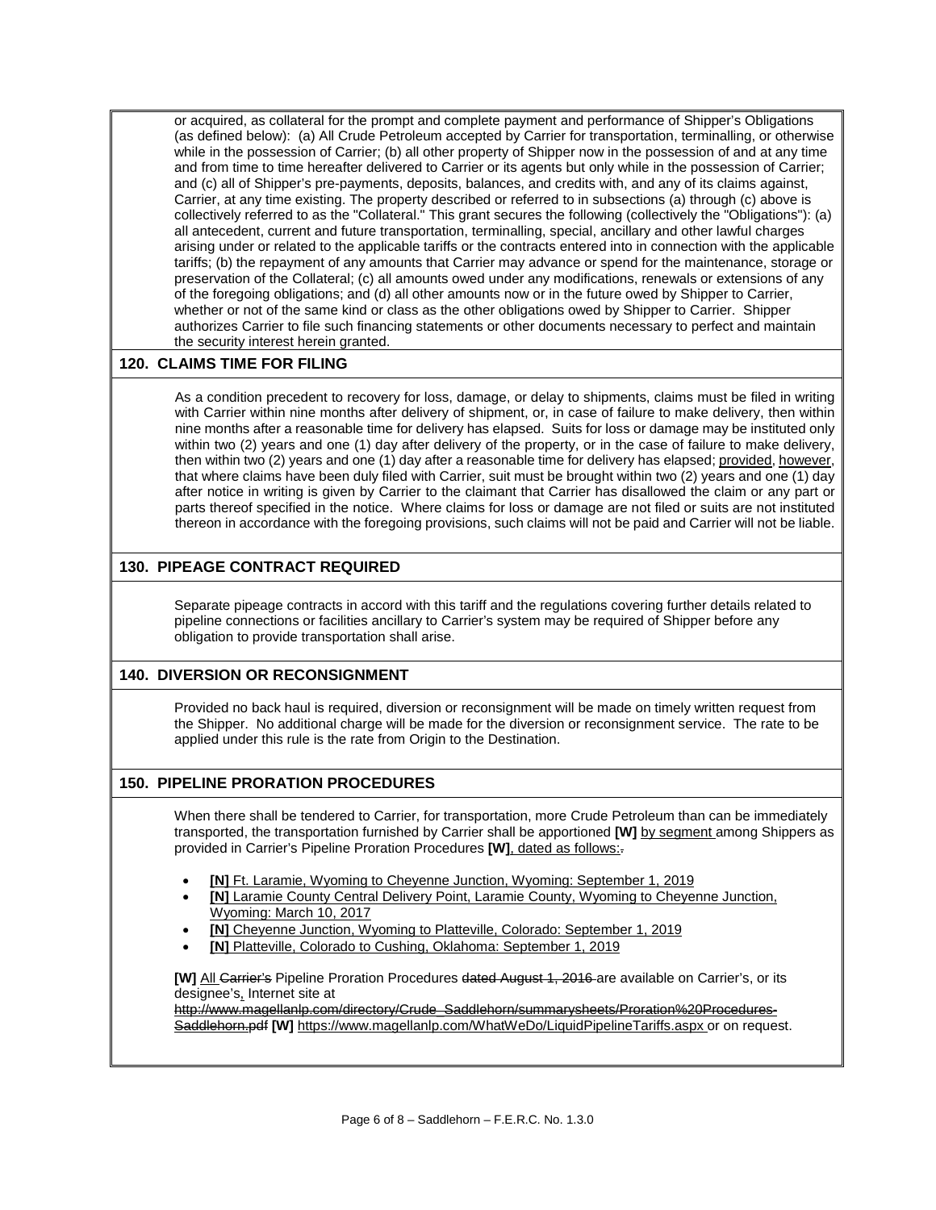or acquired, as collateral for the prompt and complete payment and performance of Shipper's Obligations (as defined below): (a) All Crude Petroleum accepted by Carrier for transportation, terminalling, or otherwise while in the possession of Carrier; (b) all other property of Shipper now in the possession of and at any time and from time to time hereafter delivered to Carrier or its agents but only while in the possession of Carrier; and (c) all of Shipper's pre-payments, deposits, balances, and credits with, and any of its claims against, Carrier, at any time existing. The property described or referred to in subsections (a) through (c) above is collectively referred to as the "Collateral." This grant secures the following (collectively the "Obligations"): (a) all antecedent, current and future transportation, terminalling, special, ancillary and other lawful charges arising under or related to the applicable tariffs or the contracts entered into in connection with the applicable tariffs; (b) the repayment of any amounts that Carrier may advance or spend for the maintenance, storage or preservation of the Collateral; (c) all amounts owed under any modifications, renewals or extensions of any of the foregoing obligations; and (d) all other amounts now or in the future owed by Shipper to Carrier, whether or not of the same kind or class as the other obligations owed by Shipper to Carrier. Shipper authorizes Carrier to file such financing statements or other documents necessary to perfect and maintain the security interest herein granted.

## 120. CLAIMS TIME FOR FILING

As a condition precedent to recovery for loss, damage, or delay to shipments, claims must be filed in writing with Carrier within nine months after delivery of shipment, or, in case of failure to make delivery, then within nine months after a reasonable time for delivery has elapsed. Suits for loss or damage may be instituted only within two (2) years and one (1) day after delivery of the property, or in the case of failure to make delivery, then within two (2) years and one (1) day after a reasonable time for delivery has elapsed; provided, however, that where claims have been duly filed with Carrier, suit must be brought within two (2) years and one (1) day after notice in writing is given by Carrier to the claimant that Carrier has disallowed the claim or any part or parts thereof specified in the notice. Where claims for loss or damage are not filed or suits are not instituted thereon in accordance with the foregoing provisions, such claims will not be paid and Carrier will not be liable.

## 130. PIPEAGE CONTRACT REQUIRED

Separate pipeage contracts in accord with this tariff and the regulations covering further details related to pipeline connections or facilities ancillary to Carrier's system may be required of Shipper before any obligation to provide transportation shall arise.

## 140. DIVERSION OR RECONSIGNMENT

Provided no back haul is required, diversion or reconsignment will be made on timely written request from the Shipper. No additional charge will be made for the diversion or reconsignment service. The rate to be applied under this rule is the rate from Origin to the Destination.

## 150. PIPELINE PRORATION PROCEDURES

When there shall be tendered to Carrier, for transportation, more Crude Petroleum than can be immediately transported, the transportation furnished by Carrier shall be apportioned **[W]** by segment among Shippers as provided in Carrier's Pipeline Proration Procedures **[W]**, dated as follows:~~.~~

- **[N]** Ft. Laramie, Wyoming to Cheyenne Junction, Wyoming: September 1, 2019
- **[N]** Laramie County Central Delivery Point, Laramie County, Wyoming to Cheyenne Junction, Wyoming: March 10, 2017
- **[N]** Cheyenne Junction, Wyoming to Platteville, Colorado: September 1, 2019
- **[N]** Platteville, Colorado to Cushing, Oklahoma: September 1, 2019

**[W]** All ~~Carrier's~~ Pipeline Proration Procedures ~~dated August 1, 2016~~ are available on Carrier's, or its designee's, Internet site at ~~http://www.magellanlp.com/directory/Crude_Saddlehorn/summarysheets/Proration%20Procedures-Saddlehorn.pdf~~ **[W]** https://www.magellanlp.com/WhatWeDo/LiquidPipelineTariffs.aspx or on request.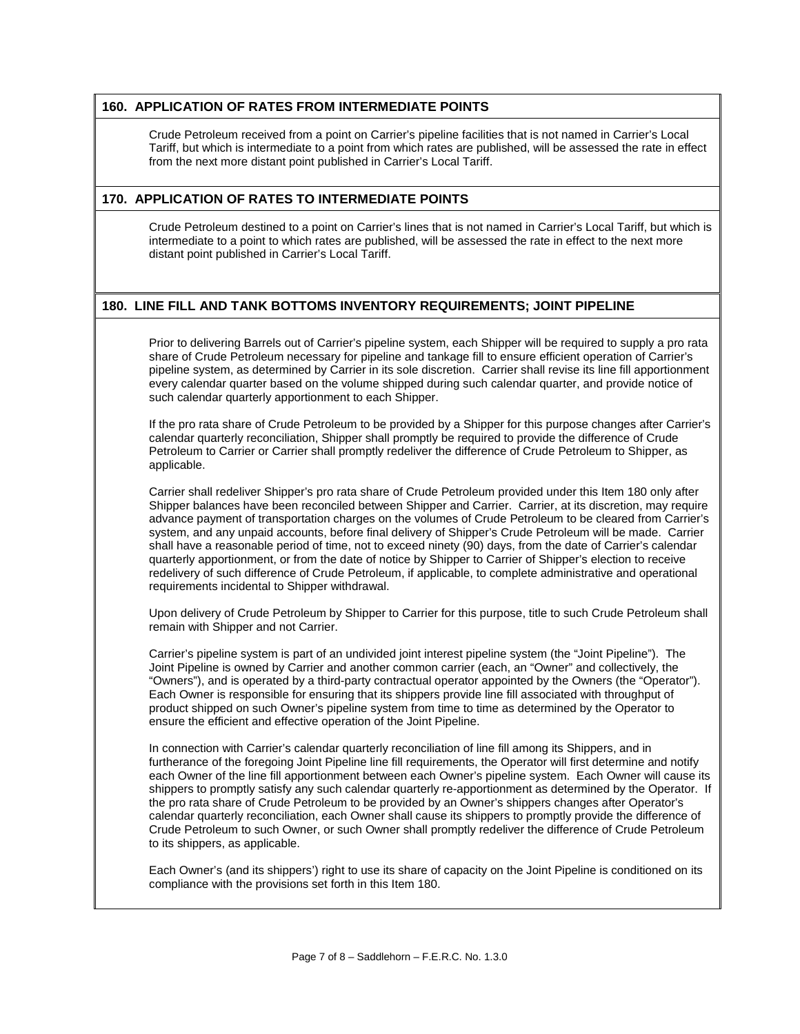## 160. APPLICATION OF RATES FROM INTERMEDIATE POINTS

Crude Petroleum received from a point on Carrier's pipeline facilities that is not named in Carrier's Local Tariff, but which is intermediate to a point from which rates are published, will be assessed the rate in effect from the next more distant point published in Carrier's Local Tariff.

## 170. APPLICATION OF RATES TO INTERMEDIATE POINTS

Crude Petroleum destined to a point on Carrier's lines that is not named in Carrier's Local Tariff, but which is intermediate to a point to which rates are published, will be assessed the rate in effect to the next more distant point published in Carrier's Local Tariff.

## 180. LINE FILL AND TANK BOTTOMS INVENTORY REQUIREMENTS; JOINT PIPELINE

Prior to delivering Barrels out of Carrier's pipeline system, each Shipper will be required to supply a pro rata share of Crude Petroleum necessary for pipeline and tankage fill to ensure efficient operation of Carrier's pipeline system, as determined by Carrier in its sole discretion. Carrier shall revise its line fill apportionment every calendar quarter based on the volume shipped during such calendar quarter, and provide notice of such calendar quarterly apportionment to each Shipper.

If the pro rata share of Crude Petroleum to be provided by a Shipper for this purpose changes after Carrier's calendar quarterly reconciliation, Shipper shall promptly be required to provide the difference of Crude Petroleum to Carrier or Carrier shall promptly redeliver the difference of Crude Petroleum to Shipper, as applicable.

Carrier shall redeliver Shipper's pro rata share of Crude Petroleum provided under this Item 180 only after Shipper balances have been reconciled between Shipper and Carrier. Carrier, at its discretion, may require advance payment of transportation charges on the volumes of Crude Petroleum to be cleared from Carrier's system, and any unpaid accounts, before final delivery of Shipper's Crude Petroleum will be made. Carrier shall have a reasonable period of time, not to exceed ninety (90) days, from the date of Carrier's calendar quarterly apportionment, or from the date of notice by Shipper to Carrier of Shipper's election to receive redelivery of such difference of Crude Petroleum, if applicable, to complete administrative and operational requirements incidental to Shipper withdrawal.

Upon delivery of Crude Petroleum by Shipper to Carrier for this purpose, title to such Crude Petroleum shall remain with Shipper and not Carrier.

Carrier's pipeline system is part of an undivided joint interest pipeline system (the "Joint Pipeline"). The Joint Pipeline is owned by Carrier and another common carrier (each, an "Owner" and collectively, the "Owners"), and is operated by a third-party contractual operator appointed by the Owners (the "Operator"). Each Owner is responsible for ensuring that its shippers provide line fill associated with throughput of product shipped on such Owner's pipeline system from time to time as determined by the Operator to ensure the efficient and effective operation of the Joint Pipeline.

In connection with Carrier's calendar quarterly reconciliation of line fill among its Shippers, and in furtherance of the foregoing Joint Pipeline line fill requirements, the Operator will first determine and notify each Owner of the line fill apportionment between each Owner's pipeline system. Each Owner will cause its shippers to promptly satisfy any such calendar quarterly re-apportionment as determined by the Operator. If the pro rata share of Crude Petroleum to be provided by an Owner's shippers changes after Operator's calendar quarterly reconciliation, each Owner shall cause its shippers to promptly provide the difference of Crude Petroleum to such Owner, or such Owner shall promptly redeliver the difference of Crude Petroleum to its shippers, as applicable.

Each Owner's (and its shippers') right to use its share of capacity on the Joint Pipeline is conditioned on its compliance with the provisions set forth in this Item 180.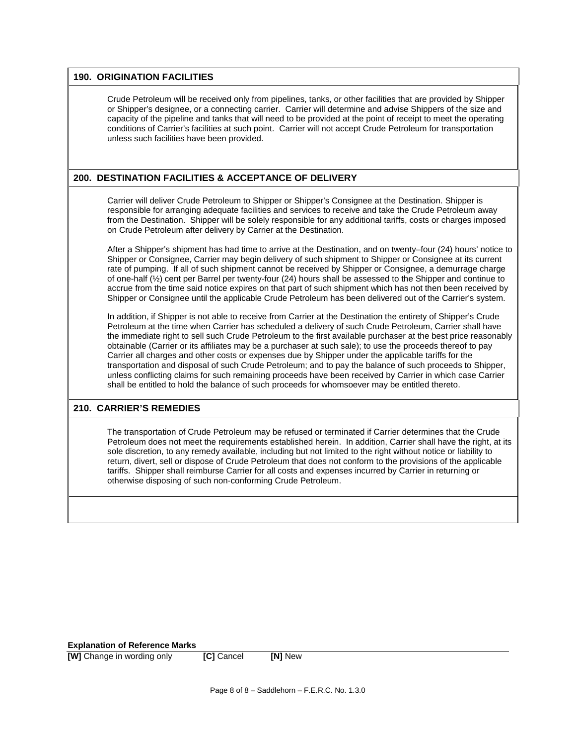## 190. ORIGINATION FACILITIES

Crude Petroleum will be received only from pipelines, tanks, or other facilities that are provided by Shipper or Shipper's designee, or a connecting carrier. Carrier will determine and advise Shippers of the size and capacity of the pipeline and tanks that will need to be provided at the point of receipt to meet the operating conditions of Carrier's facilities at such point. Carrier will not accept Crude Petroleum for transportation unless such facilities have been provided.

## 200. DESTINATION FACILITIES & ACCEPTANCE OF DELIVERY

Carrier will deliver Crude Petroleum to Shipper or Shipper's Consignee at the Destination. Shipper is responsible for arranging adequate facilities and services to receive and take the Crude Petroleum away from the Destination. Shipper will be solely responsible for any additional tariffs, costs or charges imposed on Crude Petroleum after delivery by Carrier at the Destination.

After a Shipper's shipment has had time to arrive at the Destination, and on twenty–four (24) hours' notice to Shipper or Consignee, Carrier may begin delivery of such shipment to Shipper or Consignee at its current rate of pumping. If all of such shipment cannot be received by Shipper or Consignee, a demurrage charge of one-half (½) cent per Barrel per twenty-four (24) hours shall be assessed to the Shipper and continue to accrue from the time said notice expires on that part of such shipment which has not then been received by Shipper or Consignee until the applicable Crude Petroleum has been delivered out of the Carrier's system.

In addition, if Shipper is not able to receive from Carrier at the Destination the entirety of Shipper's Crude Petroleum at the time when Carrier has scheduled a delivery of such Crude Petroleum, Carrier shall have the immediate right to sell such Crude Petroleum to the first available purchaser at the best price reasonably obtainable (Carrier or its affiliates may be a purchaser at such sale); to use the proceeds thereof to pay Carrier all charges and other costs or expenses due by Shipper under the applicable tariffs for the transportation and disposal of such Crude Petroleum; and to pay the balance of such proceeds to Shipper, unless conflicting claims for such remaining proceeds have been received by Carrier in which case Carrier shall be entitled to hold the balance of such proceeds for whomsoever may be entitled thereto.

## 210. CARRIER'S REMEDIES

The transportation of Crude Petroleum may be refused or terminated if Carrier determines that the Crude Petroleum does not meet the requirements established herein. In addition, Carrier shall have the right, at its sole discretion, to any remedy available, including but not limited to the right without notice or liability to return, divert, sell or dispose of Crude Petroleum that does not conform to the provisions of the applicable tariffs. Shipper shall reimburse Carrier for all costs and expenses incurred by Carrier in returning or otherwise disposing of such non-conforming Crude Petroleum.

**Explanation of Reference Marks**

**[W]** Change in wording only **[C]** Cancel **[N]** New